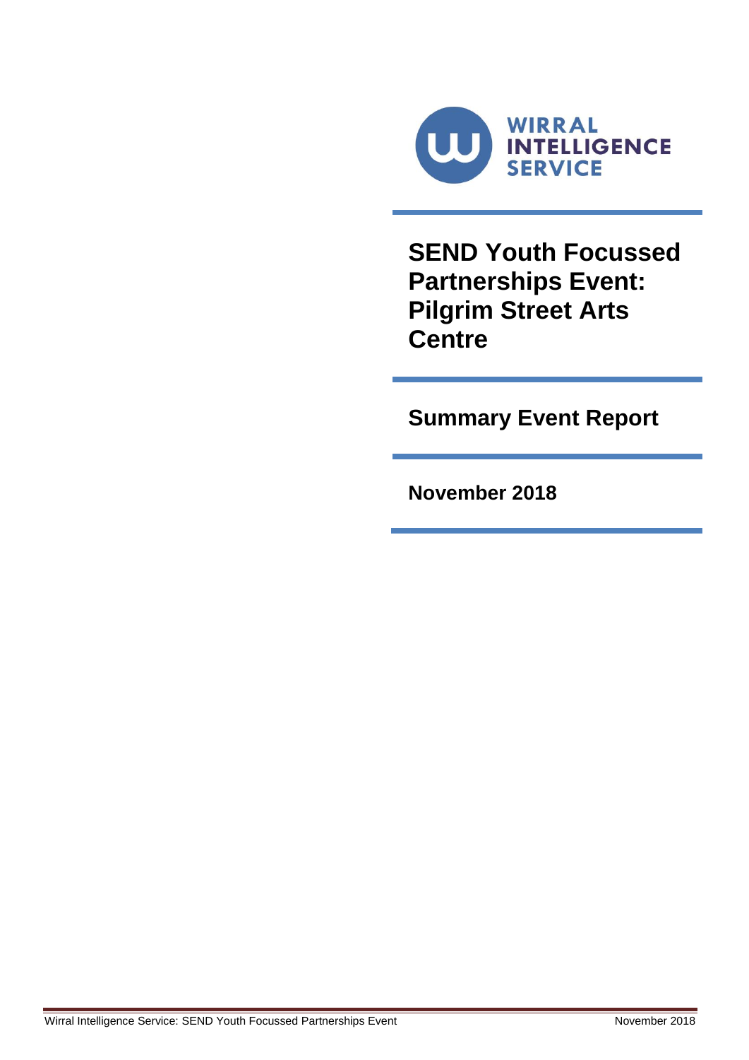WIRRAL INTELLIGENCE SERVICE

# SEND Youth Focussed Partnerships Event: Pilgrim Street Arts Centre

## Summary Event Report

**November 2018**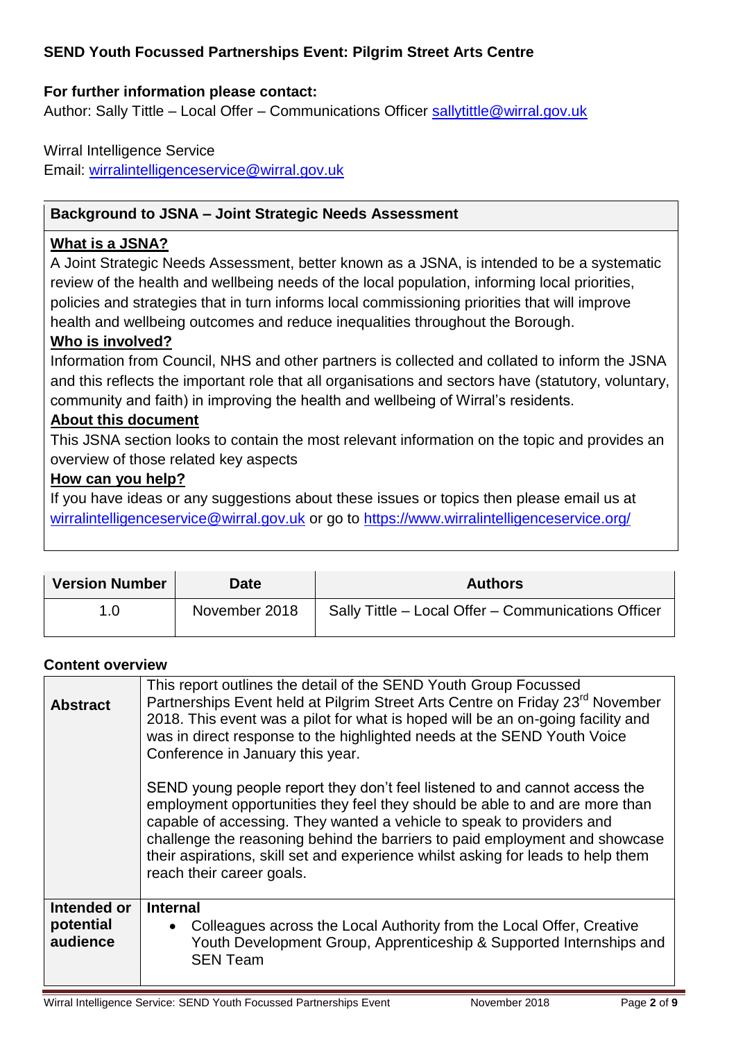## SEND Youth Focussed Partnerships Event: Pilgrim Street Arts Centre

**For further information please contact:**
Author: Sally Tittle – Local Offer – Communications Officer sallytittle@wirral.gov.uk

Wirral Intelligence Service
Email: wirralintelligenceservice@wirral.gov.uk

### Background to JSNA – Joint Strategic Needs Assessment

**What is a JSNA?**
A Joint Strategic Needs Assessment, better known as a JSNA, is intended to be a systematic review of the health and wellbeing needs of the local population, informing local priorities, policies and strategies that in turn informs local commissioning priorities that will improve health and wellbeing outcomes and reduce inequalities throughout the Borough.

**Who is involved?**
Information from Council, NHS and other partners is collected and collated to inform the JSNA and this reflects the important role that all organisations and sectors have (statutory, voluntary, community and faith) in improving the health and wellbeing of Wirral's residents.

**About this document**
This JSNA section looks to contain the most relevant information on the topic and provides an overview of those related key aspects

**How can you help?**
If you have ideas or any suggestions about these issues or topics then please email us at wirralintelligenceservice@wirral.gov.uk or go to https://www.wirralintelligenceservice.org/

| Version Number | Date | Authors |
|---|---|---|
| 1.0 | November 2018 | Sally Tittle – Local Offer – Communications Officer |

**Content overview**

| | |
|---|---|
| **Abstract** | This report outlines the detail of the SEND Youth Group Focussed Partnerships Event held at Pilgrim Street Arts Centre on Friday 23rd November 2018. This event was a pilot for what is hoped will be an on-going facility and was in direct response to the highlighted needs at the SEND Youth Voice Conference in January this year.<br><br>SEND young people report they don't feel listened to and cannot access the employment opportunities they feel they should be able to and are more than capable of accessing. They wanted a vehicle to speak to providers and challenge the reasoning behind the barriers to paid employment and showcase their aspirations, skill set and experience whilst asking for leads to help them reach their career goals. |
| **Intended or potential audience** | **Internal**<br>• Colleagues across the Local Authority from the Local Offer, Creative Youth Development Group, Apprenticeship & Supported Internships and SEN Team |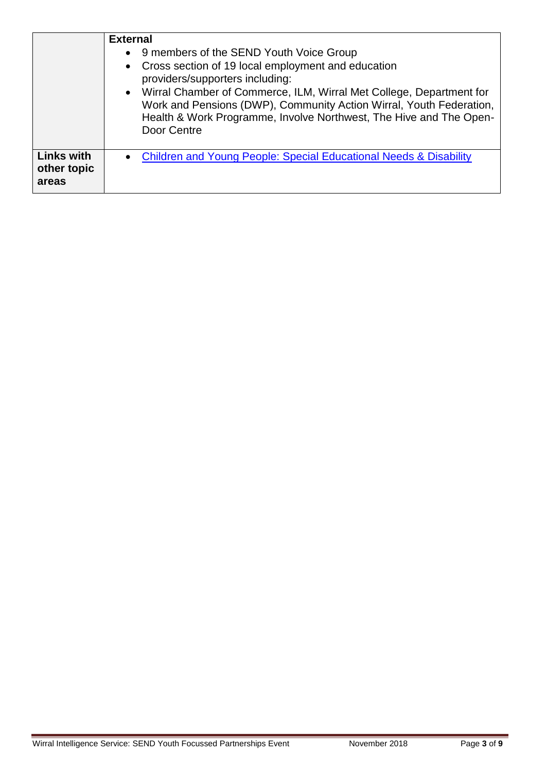|  |  |
|---|---|
|  | **External**<br>• 9 members of the SEND Youth Voice Group<br>• Cross section of 19 local employment and education providers/supporters including:<br>• Wirral Chamber of Commerce, ILM, Wirral Met College, Department for Work and Pensions (DWP), Community Action Wirral, Youth Federation, Health & Work Programme, Involve Northwest, The Hive and The Open-Door Centre |
| **Links with other topic areas** | • Children and Young People: Special Educational Needs & Disability |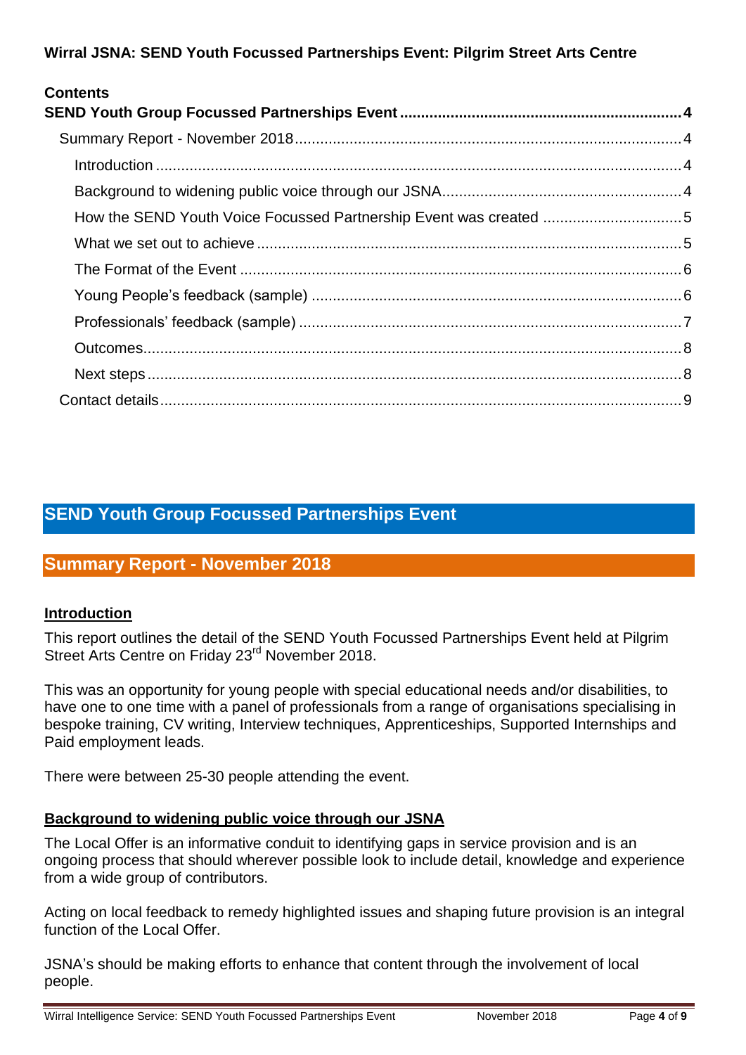# Wirral JSNA: SEND Youth Focussed Partnerships Event: Pilgrim Street Arts Centre

**Contents**

- **SEND Youth Group Focussed Partnerships Event** .... 4
  - Summary Report - November 2018 .... 4
    - Introduction .... 4
    - Background to widening public voice through our JSNA .... 4
    - How the SEND Youth Voice Focussed Partnership Event was created .... 5
    - What we set out to achieve .... 5
    - The Format of the Event .... 6
    - Young People's feedback (sample) .... 6
    - Professionals' feedback (sample) .... 7
    - Outcomes .... 8
    - Next steps .... 8
  - Contact details .... 9

## SEND Youth Group Focussed Partnerships Event

## Summary Report - November 2018

### Introduction

This report outlines the detail of the SEND Youth Focussed Partnerships Event held at Pilgrim Street Arts Centre on Friday 23rd November 2018.

This was an opportunity for young people with special educational needs and/or disabilities, to have one to one time with a panel of professionals from a range of organisations specialising in bespoke training, CV writing, Interview techniques, Apprenticeships, Supported Internships and Paid employment leads.

There were between 25-30 people attending the event.

### Background to widening public voice through our JSNA

The Local Offer is an informative conduit to identifying gaps in service provision and is an ongoing process that should wherever possible look to include detail, knowledge and experience from a wide group of contributors.

Acting on local feedback to remedy highlighted issues and shaping future provision is an integral function of the Local Offer.

JSNA's should be making efforts to enhance that content through the involvement of local people.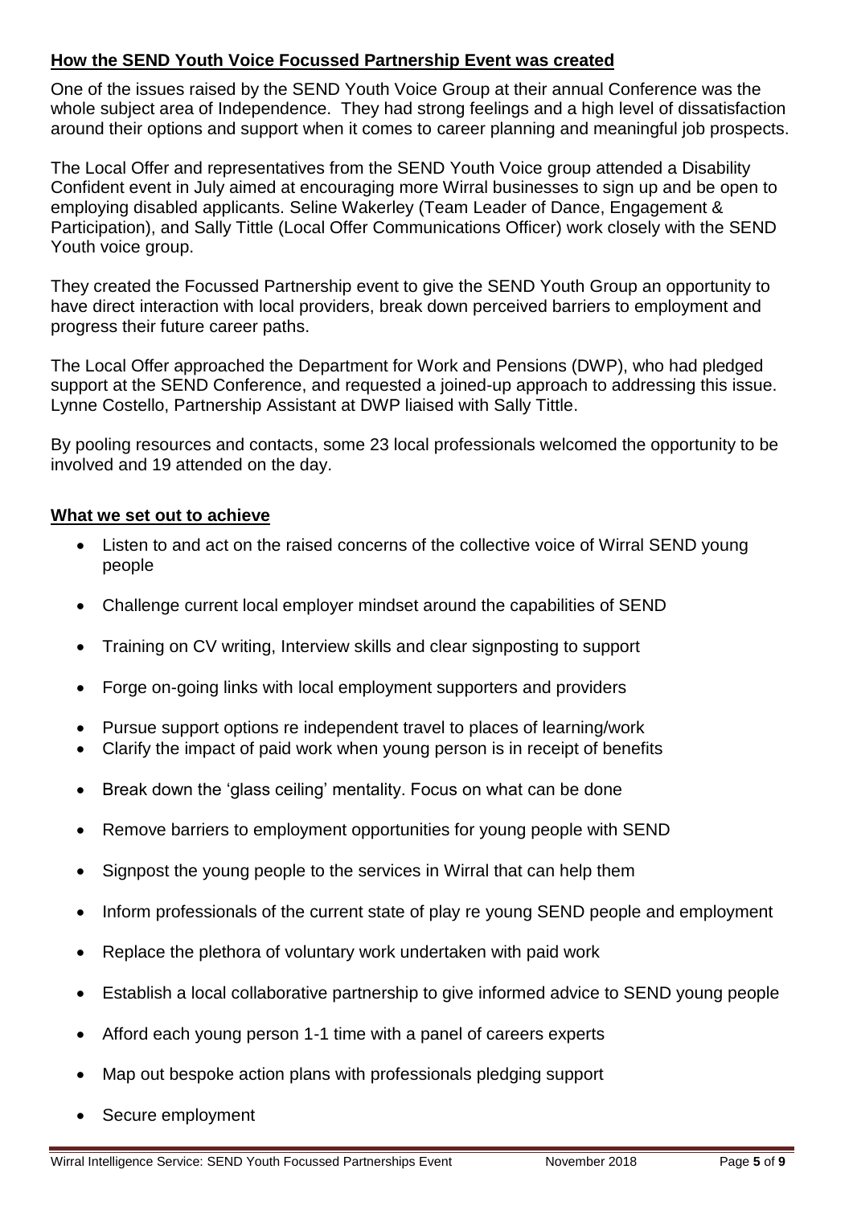## How the SEND Youth Voice Focussed Partnership Event was created

One of the issues raised by the SEND Youth Voice Group at their annual Conference was the whole subject area of Independence. They had strong feelings and a high level of dissatisfaction around their options and support when it comes to career planning and meaningful job prospects.

The Local Offer and representatives from the SEND Youth Voice group attended a Disability Confident event in July aimed at encouraging more Wirral businesses to sign up and be open to employing disabled applicants. Seline Wakerley (Team Leader of Dance, Engagement & Participation), and Sally Tittle (Local Offer Communications Officer) work closely with the SEND Youth voice group.

They created the Focussed Partnership event to give the SEND Youth Group an opportunity to have direct interaction with local providers, break down perceived barriers to employment and progress their future career paths.

The Local Offer approached the Department for Work and Pensions (DWP), who had pledged support at the SEND Conference, and requested a joined-up approach to addressing this issue. Lynne Costello, Partnership Assistant at DWP liaised with Sally Tittle.

By pooling resources and contacts, some 23 local professionals welcomed the opportunity to be involved and 19 attended on the day.

## What we set out to achieve

- Listen to and act on the raised concerns of the collective voice of Wirral SEND young people
- Challenge current local employer mindset around the capabilities of SEND
- Training on CV writing, Interview skills and clear signposting to support
- Forge on-going links with local employment supporters and providers
- Pursue support options re independent travel to places of learning/work
- Clarify the impact of paid work when young person is in receipt of benefits
- Break down the 'glass ceiling' mentality. Focus on what can be done
- Remove barriers to employment opportunities for young people with SEND
- Signpost the young people to the services in Wirral that can help them
- Inform professionals of the current state of play re young SEND people and employment
- Replace the plethora of voluntary work undertaken with paid work
- Establish a local collaborative partnership to give informed advice to SEND young people
- Afford each young person 1-1 time with a panel of careers experts
- Map out bespoke action plans with professionals pledging support
- Secure employment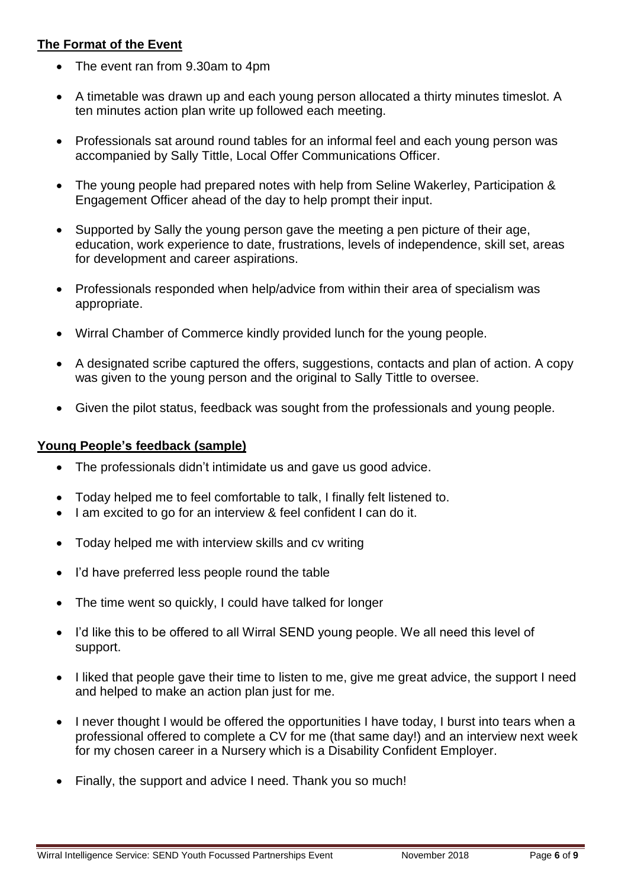**The Format of the Event**

- The event ran from 9.30am to 4pm
- A timetable was drawn up and each young person allocated a thirty minutes timeslot. A ten minutes action plan write up followed each meeting.
- Professionals sat around round tables for an informal feel and each young person was accompanied by Sally Tittle, Local Offer Communications Officer.
- The young people had prepared notes with help from Seline Wakerley, Participation & Engagement Officer ahead of the day to help prompt their input.
- Supported by Sally the young person gave the meeting a pen picture of their age, education, work experience to date, frustrations, levels of independence, skill set, areas for development and career aspirations.
- Professionals responded when help/advice from within their area of specialism was appropriate.
- Wirral Chamber of Commerce kindly provided lunch for the young people.
- A designated scribe captured the offers, suggestions, contacts and plan of action. A copy was given to the young person and the original to Sally Tittle to oversee.
- Given the pilot status, feedback was sought from the professionals and young people.

**Young People's feedback (sample)**

- The professionals didn't intimidate us and gave us good advice.
- Today helped me to feel comfortable to talk, I finally felt listened to.
- I am excited to go for an interview & feel confident I can do it.
- Today helped me with interview skills and cv writing
- I'd have preferred less people round the table
- The time went so quickly, I could have talked for longer
- I'd like this to be offered to all Wirral SEND young people. We all need this level of support.
- I liked that people gave their time to listen to me, give me great advice, the support I need and helped to make an action plan just for me.
- I never thought I would be offered the opportunities I have today, I burst into tears when a professional offered to complete a CV for me (that same day!) and an interview next week for my chosen career in a Nursery which is a Disability Confident Employer.
- Finally, the support and advice I need. Thank you so much!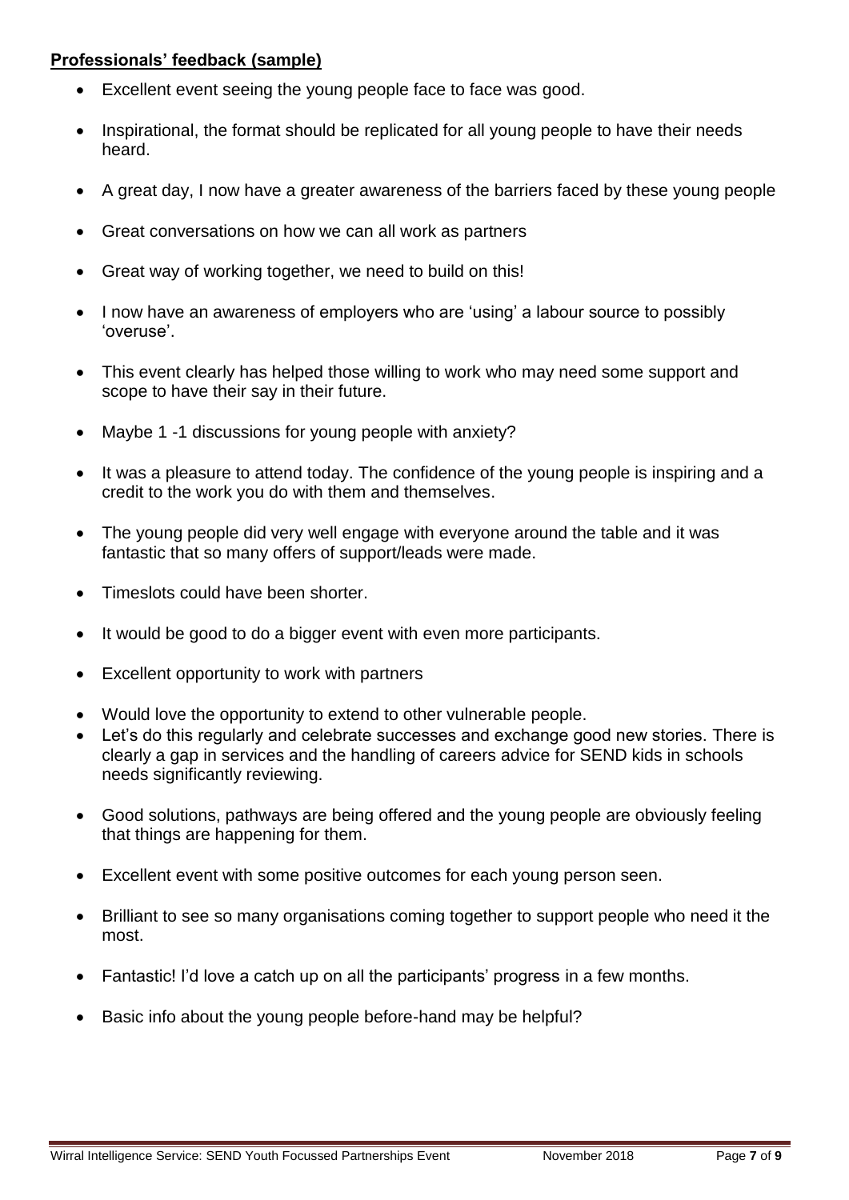**Professionals' feedback (sample)**

- Excellent event seeing the young people face to face was good.
- Inspirational, the format should be replicated for all young people to have their needs heard.
- A great day, I now have a greater awareness of the barriers faced by these young people
- Great conversations on how we can all work as partners
- Great way of working together, we need to build on this!
- I now have an awareness of employers who are 'using' a labour source to possibly 'overuse'.
- This event clearly has helped those willing to work who may need some support and scope to have their say in their future.
- Maybe 1 -1 discussions for young people with anxiety?
- It was a pleasure to attend today. The confidence of the young people is inspiring and a credit to the work you do with them and themselves.
- The young people did very well engage with everyone around the table and it was fantastic that so many offers of support/leads were made.
- Timeslots could have been shorter.
- It would be good to do a bigger event with even more participants.
- Excellent opportunity to work with partners
- Would love the opportunity to extend to other vulnerable people.
- Let's do this regularly and celebrate successes and exchange good new stories. There is clearly a gap in services and the handling of careers advice for SEND kids in schools needs significantly reviewing.
- Good solutions, pathways are being offered and the young people are obviously feeling that things are happening for them.
- Excellent event with some positive outcomes for each young person seen.
- Brilliant to see so many organisations coming together to support people who need it the most.
- Fantastic! I'd love a catch up on all the participants' progress in a few months.
- Basic info about the young people before-hand may be helpful?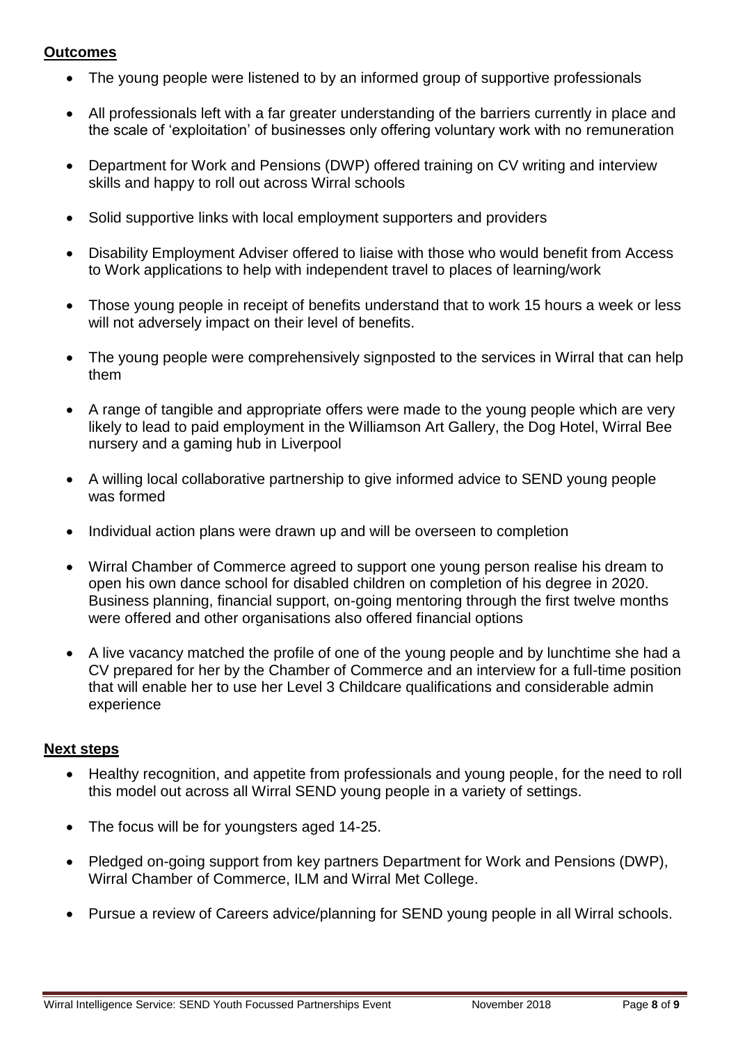**Outcomes**

- The young people were listened to by an informed group of supportive professionals
- All professionals left with a far greater understanding of the barriers currently in place and the scale of 'exploitation' of businesses only offering voluntary work with no remuneration
- Department for Work and Pensions (DWP) offered training on CV writing and interview skills and happy to roll out across Wirral schools
- Solid supportive links with local employment supporters and providers
- Disability Employment Adviser offered to liaise with those who would benefit from Access to Work applications to help with independent travel to places of learning/work
- Those young people in receipt of benefits understand that to work 15 hours a week or less will not adversely impact on their level of benefits.
- The young people were comprehensively signposted to the services in Wirral that can help them
- A range of tangible and appropriate offers were made to the young people which are very likely to lead to paid employment in the Williamson Art Gallery, the Dog Hotel, Wirral Bee nursery and a gaming hub in Liverpool
- A willing local collaborative partnership to give informed advice to SEND young people was formed
- Individual action plans were drawn up and will be overseen to completion
- Wirral Chamber of Commerce agreed to support one young person realise his dream to open his own dance school for disabled children on completion of his degree in 2020. Business planning, financial support, on-going mentoring through the first twelve months were offered and other organisations also offered financial options
- A live vacancy matched the profile of one of the young people and by lunchtime she had a CV prepared for her by the Chamber of Commerce and an interview for a full-time position that will enable her to use her Level 3 Childcare qualifications and considerable admin experience

**Next steps**

- Healthy recognition, and appetite from professionals and young people, for the need to roll this model out across all Wirral SEND young people in a variety of settings.
- The focus will be for youngsters aged 14-25.
- Pledged on-going support from key partners Department for Work and Pensions (DWP), Wirral Chamber of Commerce, ILM and Wirral Met College.
- Pursue a review of Careers advice/planning for SEND young people in all Wirral schools.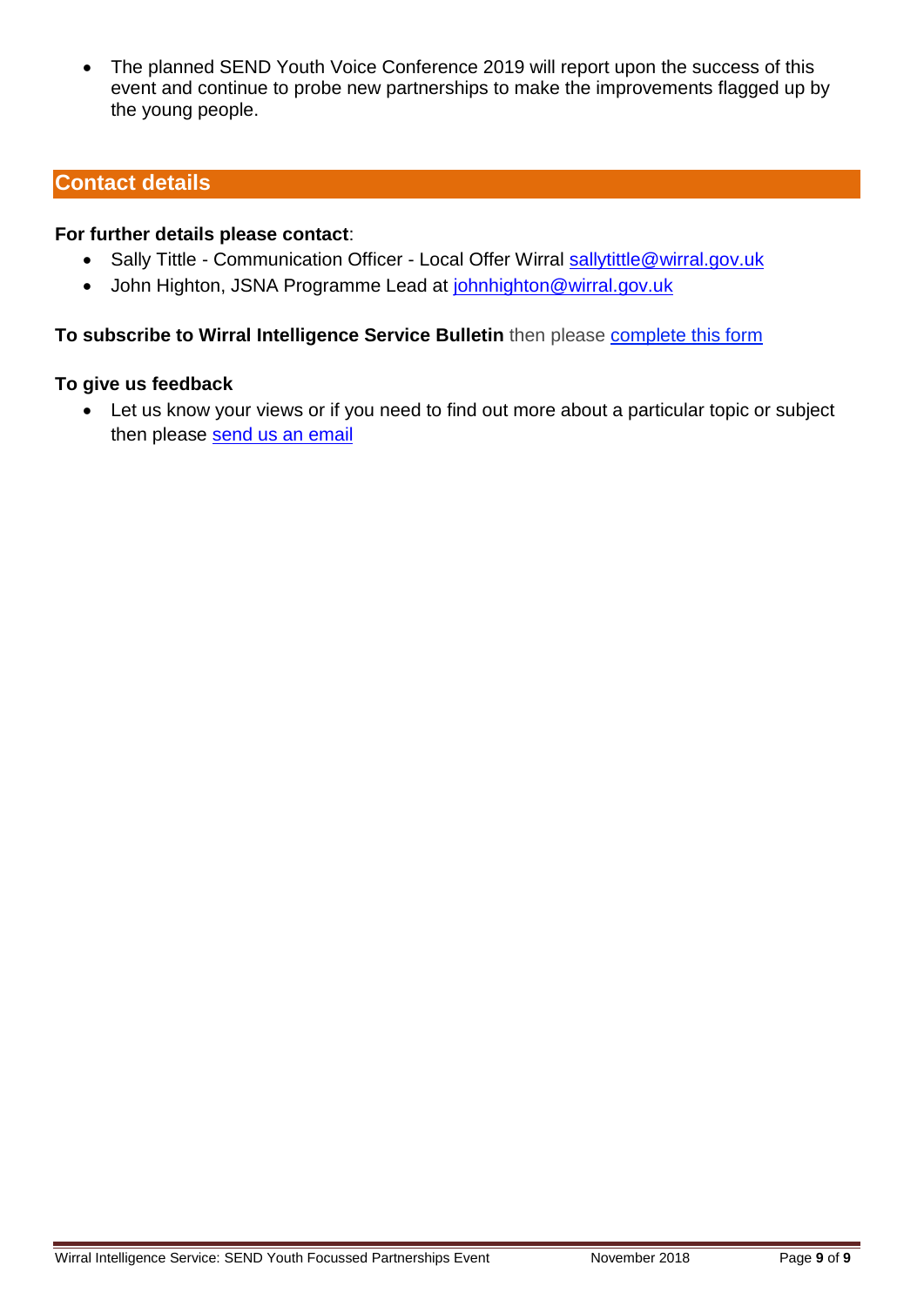- The planned SEND Youth Voice Conference 2019 will report upon the success of this event and continue to probe new partnerships to make the improvements flagged up by the young people.

## Contact details

**For further details please contact**:

- Sally Tittle - Communication Officer - Local Offer Wirral sallytittle@wirral.gov.uk
- John Highton, JSNA Programme Lead at johnhighton@wirral.gov.uk

**To subscribe to Wirral Intelligence Service Bulletin** then please complete this form

**To give us feedback**

- Let us know your views or if you need to find out more about a particular topic or subject then please send us an email